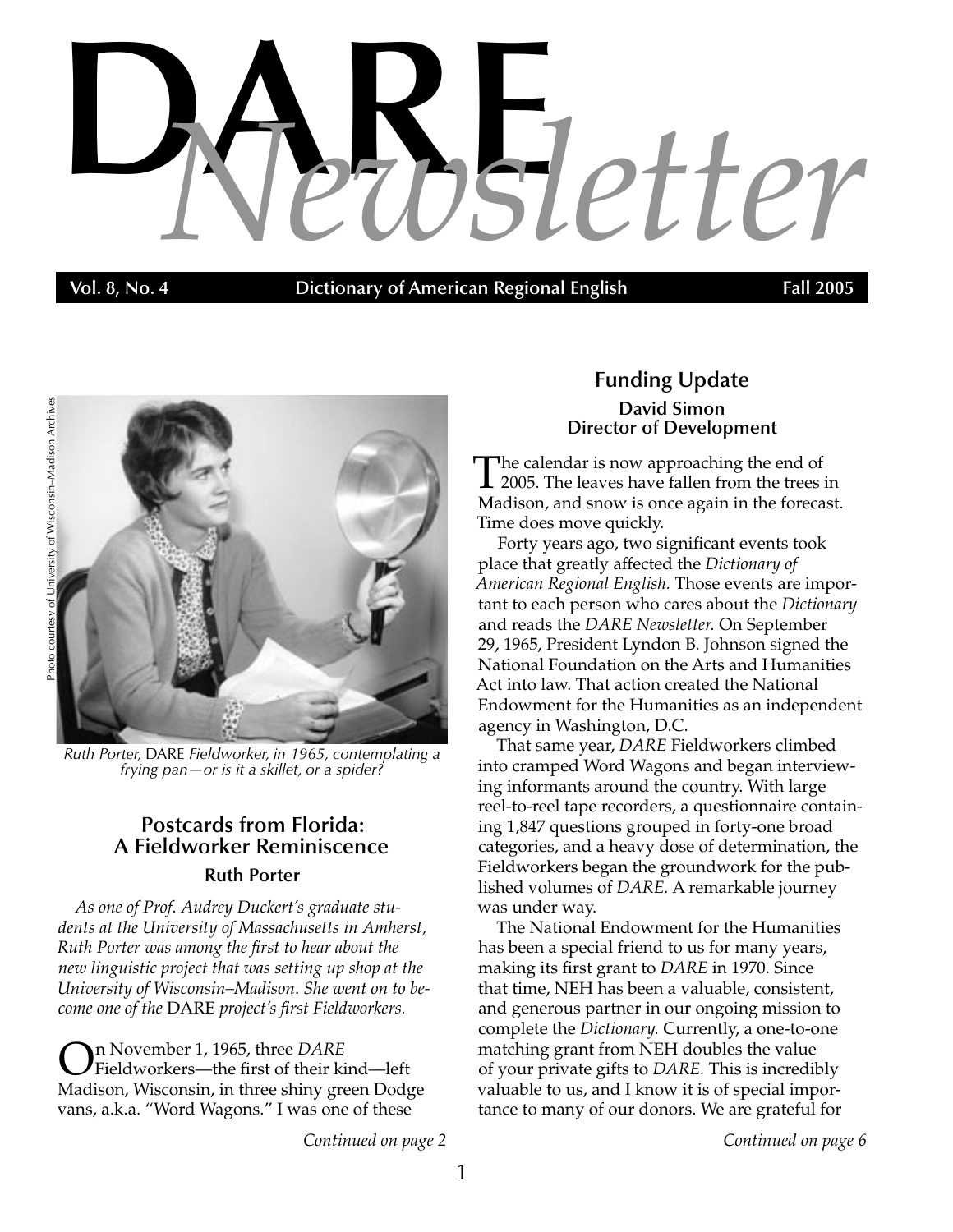# DARE *Newsletter*

**Vol. 8, No. 4 — Dictionary of American Regional English — Fall 2005**

Photo courtesy of University of Wisconsin–Madison Archives

*Ruth Porter,* DARE *Fieldworker, in 1965, contemplating a frying pan—or is it a skillet, or a spider?*

## Postcards from Florida: A Fieldworker Reminiscence

### Ruth Porter

*As one of Prof. Audrey Duckert's graduate students at the University of Massachusetts in Amherst, Ruth Porter was among the first to hear about the new linguistic project that was setting up shop at the University of Wisconsin–Madison. She went on to become one of the* DARE *project's first Fieldworkers.*

On November 1, 1965, three *DARE* Fieldworkers—the first of their kind—left Madison, Wisconsin, in three shiny green Dodge vans, a.k.a. "Word Wagons." I was one of these

*Continued on page 2*

## Funding Update

### David Simon
### Director of Development

The calendar is now approaching the end of 2005. The leaves have fallen from the trees in Madison, and snow is once again in the forecast. Time does move quickly.

Forty years ago, two significant events took place that greatly affected the *Dictionary of American Regional English.* Those events are important to each person who cares about the *Dictionary* and reads the *DARE Newsletter.* On September 29, 1965, President Lyndon B. Johnson signed the National Foundation on the Arts and Humanities Act into law. That action created the National Endowment for the Humanities as an independent agency in Washington, D.C.

That same year, *DARE* Fieldworkers climbed into cramped Word Wagons and began interviewing informants around the country. With large reel-to-reel tape recorders, a questionnaire containing 1,847 questions grouped in forty-one broad categories, and a heavy dose of determination, the Fieldworkers began the groundwork for the published volumes of *DARE.* A remarkable journey was under way.

The National Endowment for the Humanities has been a special friend to us for many years, making its first grant to *DARE* in 1970. Since that time, NEH has been a valuable, consistent, and generous partner in our ongoing mission to complete the *Dictionary.* Currently, a one-to-one matching grant from NEH doubles the value of your private gifts to *DARE.* This is incredibly valuable to us, and I know it is of special importance to many of our donors. We are grateful for

*Continued on page 6*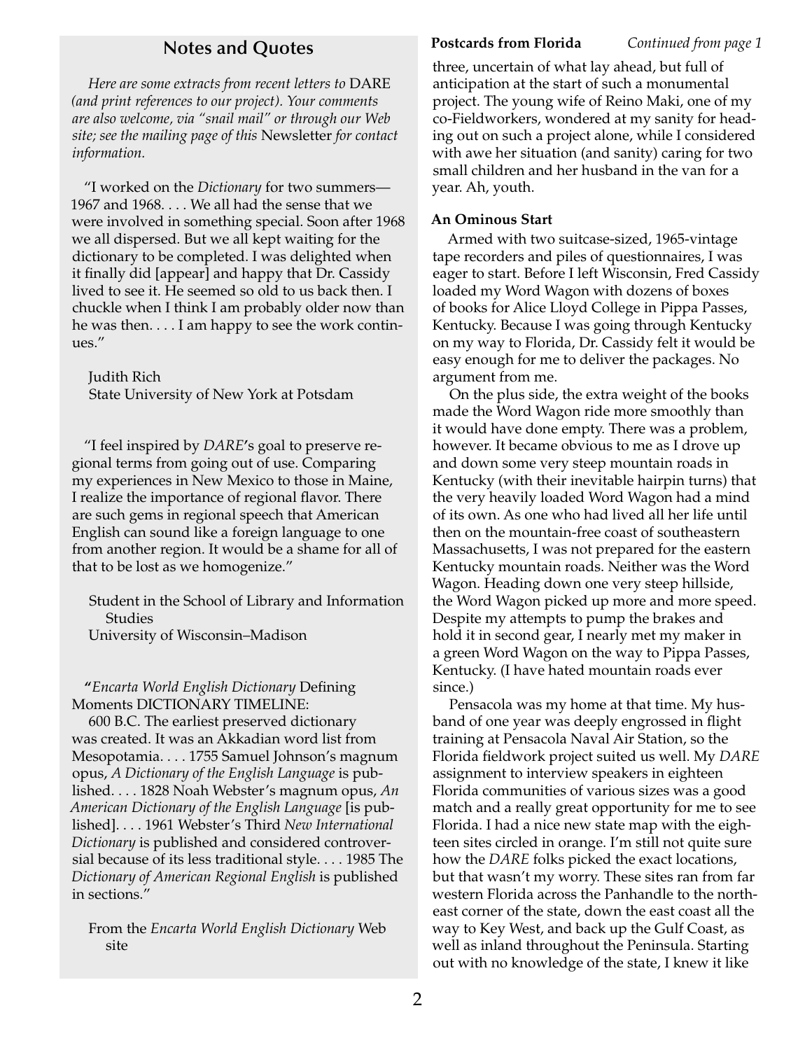## Notes and Quotes

*Here are some extracts from recent letters to* DARE *(and print references to our project). Your comments are also welcome, via "snail mail" or through our Web site; see the mailing page of this* Newsletter *for contact information.*

"I worked on the *Dictionary* for two summers—1967 and 1968. . . . We all had the sense that we were involved in something special. Soon after 1968 we all dispersed. But we all kept waiting for the dictionary to be completed. I was delighted when it finally did [appear] and happy that Dr. Cassidy lived to see it. He seemed so old to us back then. I chuckle when I think I am probably older now than he was then. . . . I am happy to see the work continues."

Judith Rich
State University of New York at Potsdam

"I feel inspired by *DARE*'s goal to preserve regional terms from going out of use. Comparing my experiences in New Mexico to those in Maine, I realize the importance of regional flavor. There are such gems in regional speech that American English can sound like a foreign language to one from another region. It would be a shame for all of that to be lost as we homogenize."

Student in the School of Library and Information Studies
University of Wisconsin–Madison

"*Encarta World English Dictionary* Defining Moments DICTIONARY TIMELINE:

600 B.C. The earliest preserved dictionary was created. It was an Akkadian word list from Mesopotamia. . . . 1755 Samuel Johnson's magnum opus, *A Dictionary of the English Language* is published. . . . 1828 Noah Webster's magnum opus, *An American Dictionary of the English Language* [is published]. . . . 1961 Webster's Third *New International Dictionary* is published and considered controversial because of its less traditional style. . . . 1985 The *Dictionary of American Regional English* is published in sections."

From the *Encarta World English Dictionary* Web site

**Postcards from Florida** *Continued from page 1*

three, uncertain of what lay ahead, but full of anticipation at the start of such a monumental project. The young wife of Reino Maki, one of my co-Fieldworkers, wondered at my sanity for heading out on such a project alone, while I considered with awe her situation (and sanity) caring for two small children and her husband in the van for a year. Ah, youth.

**An Ominous Start**

Armed with two suitcase-sized, 1965-vintage tape recorders and piles of questionnaires, I was eager to start. Before I left Wisconsin, Fred Cassidy loaded my Word Wagon with dozens of boxes of books for Alice Lloyd College in Pippa Passes, Kentucky. Because I was going through Kentucky on my way to Florida, Dr. Cassidy felt it would be easy enough for me to deliver the packages. No argument from me.

On the plus side, the extra weight of the books made the Word Wagon ride more smoothly than it would have done empty. There was a problem, however. It became obvious to me as I drove up and down some very steep mountain roads in Kentucky (with their inevitable hairpin turns) that the very heavily loaded Word Wagon had a mind of its own. As one who had lived all her life until then on the mountain-free coast of southeastern Massachusetts, I was not prepared for the eastern Kentucky mountain roads. Neither was the Word Wagon. Heading down one very steep hillside, the Word Wagon picked up more and more speed. Despite my attempts to pump the brakes and hold it in second gear, I nearly met my maker in a green Word Wagon on the way to Pippa Passes, Kentucky. (I have hated mountain roads ever since.)

Pensacola was my home at that time. My husband of one year was deeply engrossed in flight training at Pensacola Naval Air Station, so the Florida fieldwork project suited us well. My *DARE* assignment to interview speakers in eighteen Florida communities of various sizes was a good match and a really great opportunity for me to see Florida. I had a nice new state map with the eighteen sites circled in orange. I'm still not quite sure how the *DARE* folks picked the exact locations, but that wasn't my worry. These sites ran from far western Florida across the Panhandle to the northeast corner of the state, down the east coast all the way to Key West, and back up the Gulf Coast, as well as inland throughout the Peninsula. Starting out with no knowledge of the state, I knew it like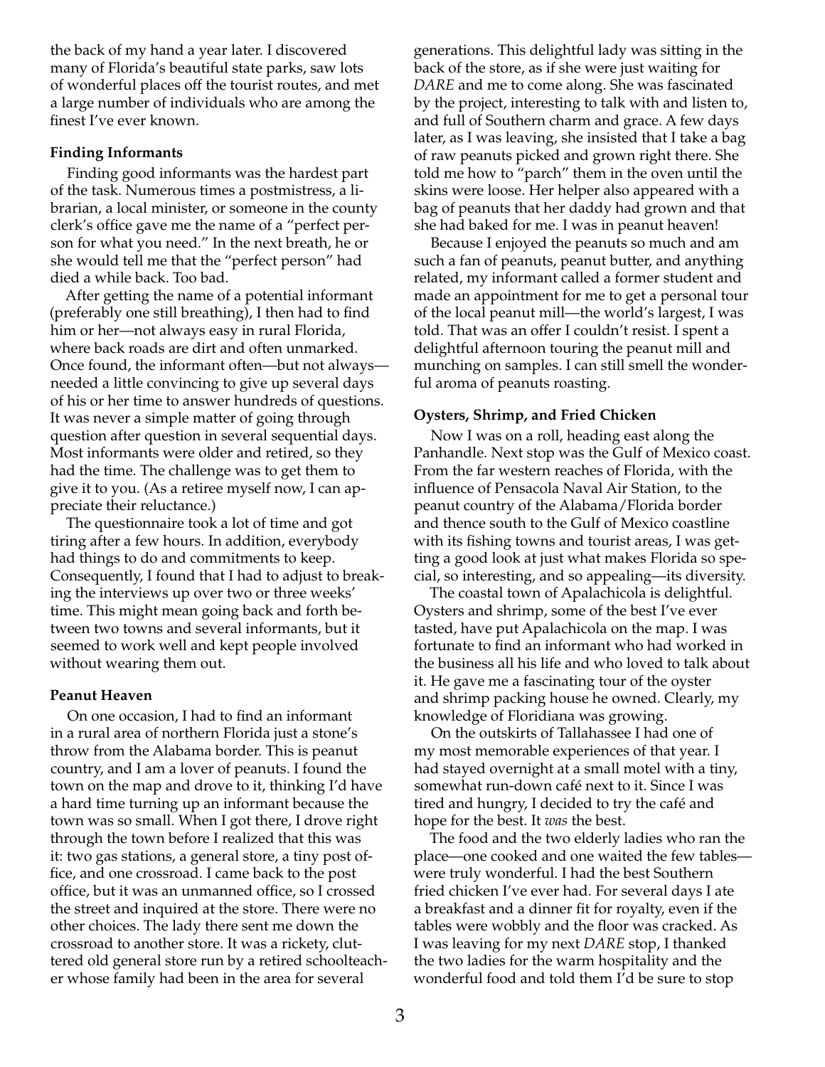the back of my hand a year later. I discovered many of Florida's beautiful state parks, saw lots of wonderful places off the tourist routes, and met a large number of individuals who are among the finest I've ever known.

**Finding Informants**

Finding good informants was the hardest part of the task. Numerous times a postmistress, a librarian, a local minister, or someone in the county clerk's office gave me the name of a "perfect person for what you need." In the next breath, he or she would tell me that the "perfect person" had died a while back. Too bad.

After getting the name of a potential informant (preferably one still breathing), I then had to find him or her—not always easy in rural Florida, where back roads are dirt and often unmarked. Once found, the informant often—but not always—needed a little convincing to give up several days of his or her time to answer hundreds of questions. It was never a simple matter of going through question after question in several sequential days. Most informants were older and retired, so they had the time. The challenge was to get them to give it to you. (As a retiree myself now, I can appreciate their reluctance.)

The questionnaire took a lot of time and got tiring after a few hours. In addition, everybody had things to do and commitments to keep. Consequently, I found that I had to adjust to breaking the interviews up over two or three weeks' time. This might mean going back and forth between two towns and several informants, but it seemed to work well and kept people involved without wearing them out.

**Peanut Heaven**

On one occasion, I had to find an informant in a rural area of northern Florida just a stone's throw from the Alabama border. This is peanut country, and I am a lover of peanuts. I found the town on the map and drove to it, thinking I'd have a hard time turning up an informant because the town was so small. When I got there, I drove right through the town before I realized that this was it: two gas stations, a general store, a tiny post office, and one crossroad. I came back to the post office, but it was an unmanned office, so I crossed the street and inquired at the store. There were no other choices. The lady there sent me down the crossroad to another store. It was a rickety, cluttered old general store run by a retired schoolteacher whose family had been in the area for several generations. This delightful lady was sitting in the back of the store, as if she were just waiting for *DARE* and me to come along. She was fascinated by the project, interesting to talk with and listen to, and full of Southern charm and grace. A few days later, as I was leaving, she insisted that I take a bag of raw peanuts picked and grown right there. She told me how to "parch" them in the oven until the skins were loose. Her helper also appeared with a bag of peanuts that her daddy had grown and that she had baked for me. I was in peanut heaven!

Because I enjoyed the peanuts so much and am such a fan of peanuts, peanut butter, and anything related, my informant called a former student and made an appointment for me to get a personal tour of the local peanut mill—the world's largest, I was told. That was an offer I couldn't resist. I spent a delightful afternoon touring the peanut mill and munching on samples. I can still smell the wonderful aroma of peanuts roasting.

**Oysters, Shrimp, and Fried Chicken**

Now I was on a roll, heading east along the Panhandle. Next stop was the Gulf of Mexico coast. From the far western reaches of Florida, with the influence of Pensacola Naval Air Station, to the peanut country of the Alabama/Florida border and thence south to the Gulf of Mexico coastline with its fishing towns and tourist areas, I was getting a good look at just what makes Florida so special, so interesting, and so appealing—its diversity.

The coastal town of Apalachicola is delightful. Oysters and shrimp, some of the best I've ever tasted, have put Apalachicola on the map. I was fortunate to find an informant who had worked in the business all his life and who loved to talk about it. He gave me a fascinating tour of the oyster and shrimp packing house he owned. Clearly, my knowledge of Floridiana was growing.

On the outskirts of Tallahassee I had one of my most memorable experiences of that year. I had stayed overnight at a small motel with a tiny, somewhat run-down café next to it. Since I was tired and hungry, I decided to try the café and hope for the best. It *was* the best.

The food and the two elderly ladies who ran the place—one cooked and one waited the few tables—were truly wonderful. I had the best Southern fried chicken I've ever had. For several days I ate a breakfast and a dinner fit for royalty, even if the tables were wobbly and the floor was cracked. As I was leaving for my next *DARE* stop, I thanked the two ladies for the warm hospitality and the wonderful food and told them I'd be sure to stop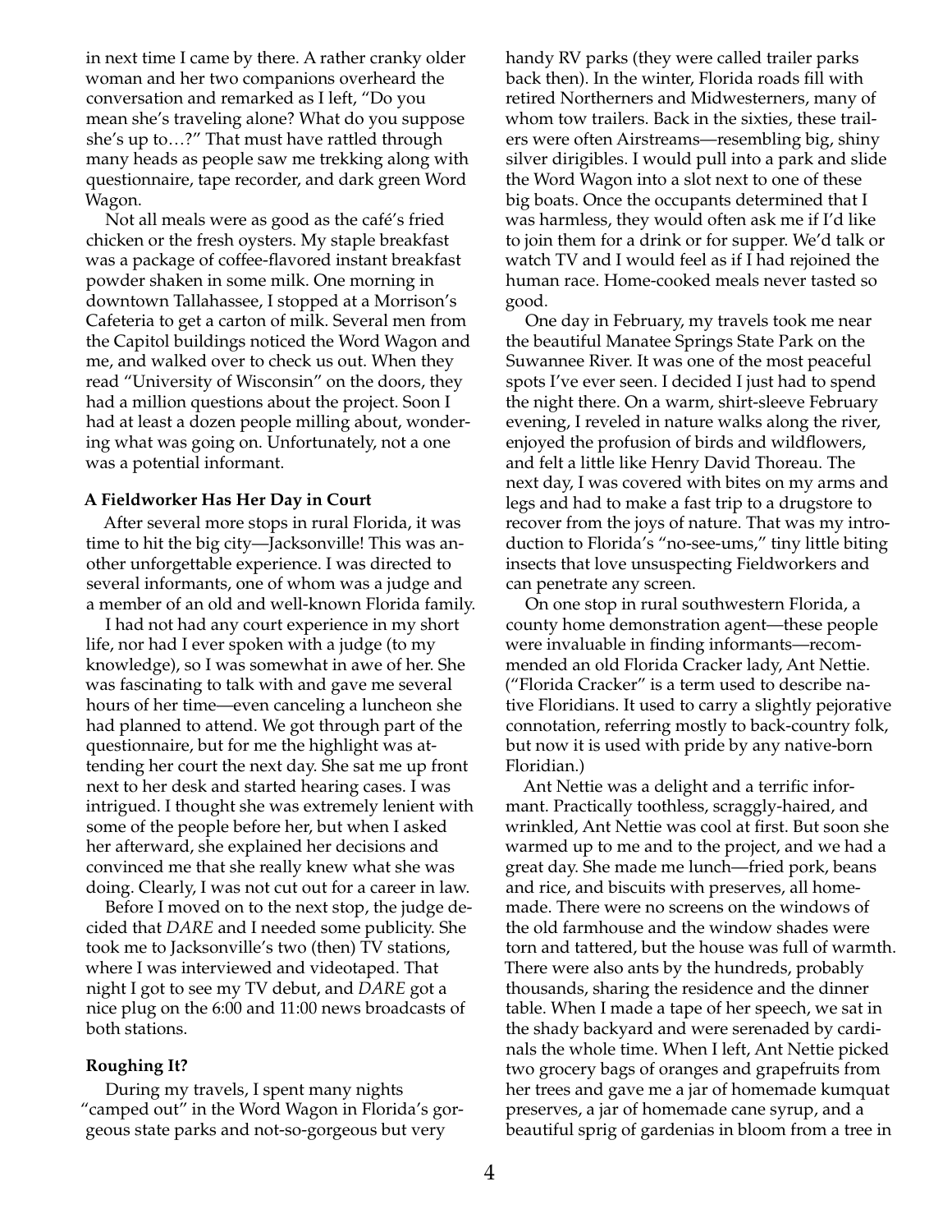in next time I came by there. A rather cranky older woman and her two companions overheard the conversation and remarked as I left, "Do you mean she's traveling alone? What do you suppose she's up to…?" That must have rattled through many heads as people saw me trekking along with questionnaire, tape recorder, and dark green Word Wagon.

Not all meals were as good as the café's fried chicken or the fresh oysters. My staple breakfast was a package of coffee-flavored instant breakfast powder shaken in some milk. One morning in downtown Tallahassee, I stopped at a Morrison's Cafeteria to get a carton of milk. Several men from the Capitol buildings noticed the Word Wagon and me, and walked over to check us out. When they read "University of Wisconsin" on the doors, they had a million questions about the project. Soon I had at least a dozen people milling about, wondering what was going on. Unfortunately, not a one was a potential informant.

**A Fieldworker Has Her Day in Court**

After several more stops in rural Florida, it was time to hit the big city—Jacksonville! This was another unforgettable experience. I was directed to several informants, one of whom was a judge and a member of an old and well-known Florida family.

I had not had any court experience in my short life, nor had I ever spoken with a judge (to my knowledge), so I was somewhat in awe of her. She was fascinating to talk with and gave me several hours of her time—even canceling a luncheon she had planned to attend. We got through part of the questionnaire, but for me the highlight was attending her court the next day. She sat me up front next to her desk and started hearing cases. I was intrigued. I thought she was extremely lenient with some of the people before her, but when I asked her afterward, she explained her decisions and convinced me that she really knew what she was doing. Clearly, I was not cut out for a career in law.

Before I moved on to the next stop, the judge decided that *DARE* and I needed some publicity. She took me to Jacksonville's two (then) TV stations, where I was interviewed and videotaped. That night I got to see my TV debut, and *DARE* got a nice plug on the 6:00 and 11:00 news broadcasts of both stations.

**Roughing It?**

During my travels, I spent many nights "camped out" in the Word Wagon in Florida's gorgeous state parks and not-so-gorgeous but very handy RV parks (they were called trailer parks back then). In the winter, Florida roads fill with retired Northerners and Midwesterners, many of whom tow trailers. Back in the sixties, these trailers were often Airstreams—resembling big, shiny silver dirigibles. I would pull into a park and slide the Word Wagon into a slot next to one of these big boats. Once the occupants determined that I was harmless, they would often ask me if I'd like to join them for a drink or for supper. We'd talk or watch TV and I would feel as if I had rejoined the human race. Home-cooked meals never tasted so good.

One day in February, my travels took me near the beautiful Manatee Springs State Park on the Suwannee River. It was one of the most peaceful spots I've ever seen. I decided I just had to spend the night there. On a warm, shirt-sleeve February evening, I reveled in nature walks along the river, enjoyed the profusion of birds and wildflowers, and felt a little like Henry David Thoreau. The next day, I was covered with bites on my arms and legs and had to make a fast trip to a drugstore to recover from the joys of nature. That was my introduction to Florida's "no-see-ums," tiny little biting insects that love unsuspecting Fieldworkers and can penetrate any screen.

On one stop in rural southwestern Florida, a county home demonstration agent—these people were invaluable in finding informants—recommended an old Florida Cracker lady, Ant Nettie. ("Florida Cracker" is a term used to describe native Floridians. It used to carry a slightly pejorative connotation, referring mostly to back-country folk, but now it is used with pride by any native-born Floridian.)

Ant Nettie was a delight and a terrific informant. Practically toothless, scraggly-haired, and wrinkled, Ant Nettie was cool at first. But soon she warmed up to me and to the project, and we had a great day. She made me lunch—fried pork, beans and rice, and biscuits with preserves, all homemade. There were no screens on the windows of the old farmhouse and the window shades were torn and tattered, but the house was full of warmth. There were also ants by the hundreds, probably thousands, sharing the residence and the dinner table. When I made a tape of her speech, we sat in the shady backyard and were serenaded by cardinals the whole time. When I left, Ant Nettie picked two grocery bags of oranges and grapefruits from her trees and gave me a jar of homemade kumquat preserves, a jar of homemade cane syrup, and a beautiful sprig of gardenias in bloom from a tree in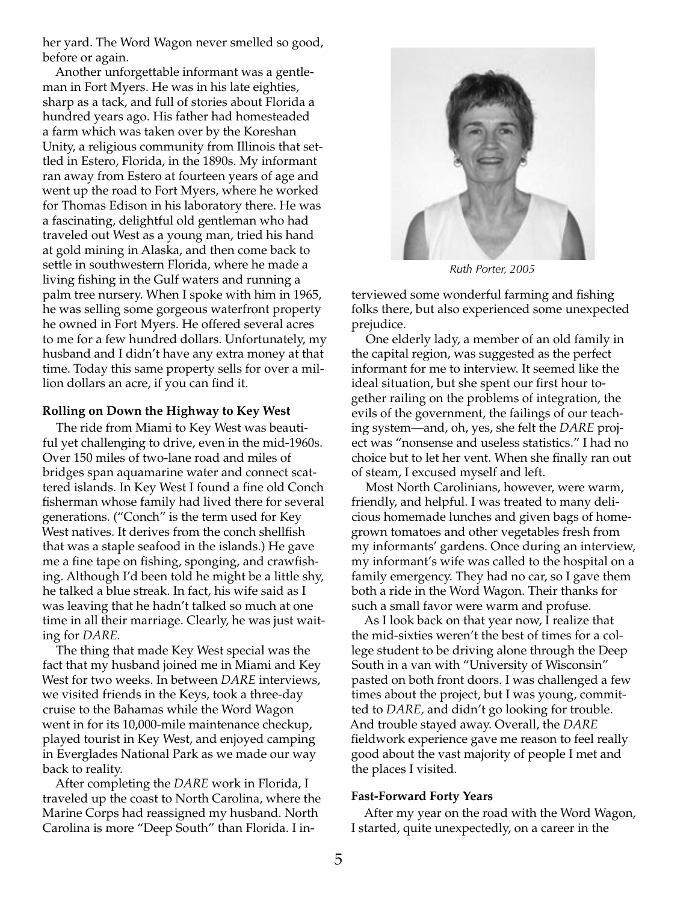her yard. The Word Wagon never smelled so good, before or again.

Another unforgettable informant was a gentleman in Fort Myers. He was in his late eighties, sharp as a tack, and full of stories about Florida a hundred years ago. His father had homesteaded a farm which was taken over by the Koreshan Unity, a religious community from Illinois that settled in Estero, Florida, in the 1890s. My informant ran away from Estero at fourteen years of age and went up the road to Fort Myers, where he worked for Thomas Edison in his laboratory there. He was a fascinating, delightful old gentleman who had traveled out West as a young man, tried his hand at gold mining in Alaska, and then come back to settle in southwestern Florida, where he made a living fishing in the Gulf waters and running a palm tree nursery. When I spoke with him in 1965, he was selling some gorgeous waterfront property he owned in Fort Myers. He offered several acres to me for a few hundred dollars. Unfortunately, my husband and I didn't have any extra money at that time. Today this same property sells for over a million dollars an acre, if you can find it.

**Rolling on Down the Highway to Key West**

The ride from Miami to Key West was beautiful yet challenging to drive, even in the mid-1960s. Over 150 miles of two-lane road and miles of bridges span aquamarine water and connect scattered islands. In Key West I found a fine old Conch fisherman whose family had lived there for several generations. ("Conch" is the term used for Key West natives. It derives from the conch shellfish that was a staple seafood in the islands.) He gave me a fine tape on fishing, sponging, and crawfishing. Although I'd been told he might be a little shy, he talked a blue streak. In fact, his wife said as I was leaving that he hadn't talked so much at one time in all their marriage. Clearly, he was just waiting for *DARE.*

The thing that made Key West special was the fact that my husband joined me in Miami and Key West for two weeks. In between *DARE* interviews, we visited friends in the Keys, took a three-day cruise to the Bahamas while the Word Wagon went in for its 10,000-mile maintenance checkup, played tourist in Key West, and enjoyed camping in Everglades National Park as we made our way back to reality.

After completing the *DARE* work in Florida, I traveled up the coast to North Carolina, where the Marine Corps had reassigned my husband. North Carolina is more "Deep South" than Florida. I interviewed some wonderful farming and fishing folks there, but also experienced some unexpected prejudice.

*Ruth Porter, 2005*

One elderly lady, a member of an old family in the capital region, was suggested as the perfect informant for me to interview. It seemed like the ideal situation, but she spent our first hour together railing on the problems of integration, the evils of the government, the failings of our teaching system—and, oh, yes, she felt the *DARE* project was "nonsense and useless statistics." I had no choice but to let her vent. When she finally ran out of steam, I excused myself and left.

Most North Carolinians, however, were warm, friendly, and helpful. I was treated to many delicious homemade lunches and given bags of homegrown tomatoes and other vegetables fresh from my informants' gardens. Once during an interview, my informant's wife was called to the hospital on a family emergency. They had no car, so I gave them both a ride in the Word Wagon. Their thanks for such a small favor were warm and profuse.

As I look back on that year now, I realize that the mid-sixties weren't the best of times for a college student to be driving alone through the Deep South in a van with "University of Wisconsin" pasted on both front doors. I was challenged a few times about the project, but I was young, committed to *DARE,* and didn't go looking for trouble. And trouble stayed away. Overall, the *DARE* fieldwork experience gave me reason to feel really good about the vast majority of people I met and the places I visited.

**Fast-Forward Forty Years**

After my year on the road with the Word Wagon, I started, quite unexpectedly, on a career in the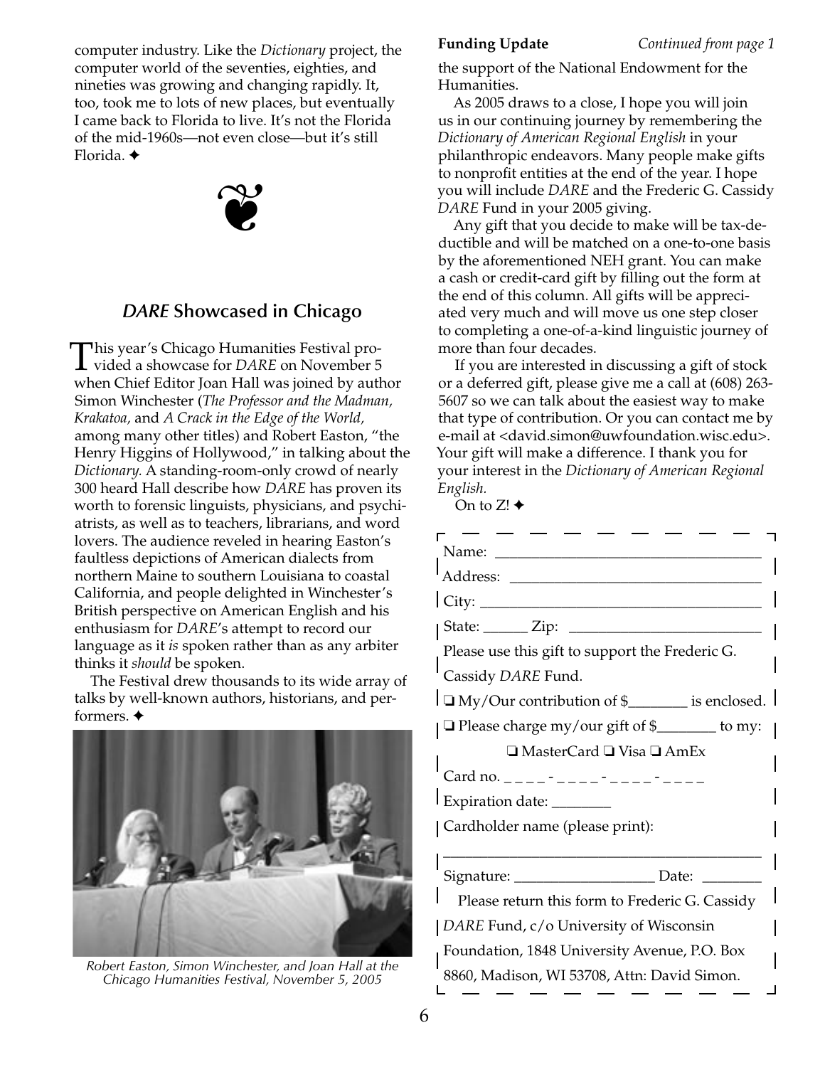computer industry. Like the *Dictionary* project, the computer world of the seventies, eighties, and nineties was growing and changing rapidly. It, too, took me to lots of new places, but eventually I came back to Florida to live. It's not the Florida of the mid-1960s—not even close—but it's still Florida. ✦

## *DARE* Showcased in Chicago

This year's Chicago Humanities Festival provided a showcase for *DARE* on November 5 when Chief Editor Joan Hall was joined by author Simon Winchester (*The Professor and the Madman, Krakatoa,* and *A Crack in the Edge of the World,* among many other titles) and Robert Easton, "the Henry Higgins of Hollywood," in talking about the *Dictionary.* A standing-room-only crowd of nearly 300 heard Hall describe how *DARE* has proven its worth to forensic linguists, physicians, and psychiatrists, as well as to teachers, librarians, and word lovers. The audience reveled in hearing Easton's faultless depictions of American dialects from northern Maine to southern Louisiana to coastal California, and people delighted in Winchester's British perspective on American English and his enthusiasm for *DARE*'s attempt to record our language as it *is* spoken rather than as any arbiter thinks it *should* be spoken.

The Festival drew thousands to its wide array of talks by well-known authors, historians, and performers. ✦

*Robert Easton, Simon Winchester, and Joan Hall at the Chicago Humanities Festival, November 5, 2005*

**Funding Update** *Continued from page 1*

the support of the National Endowment for the Humanities.

As 2005 draws to a close, I hope you will join us in our continuing journey by remembering the *Dictionary of American Regional English* in your philanthropic endeavors. Many people make gifts to nonprofit entities at the end of the year. I hope you will include *DARE* and the Frederic G. Cassidy *DARE* Fund in your 2005 giving.

Any gift that you decide to make will be tax-deductible and will be matched on a one-to-one basis by the aforementioned NEH grant. You can make a cash or credit-card gift by filling out the form at the end of this column. All gifts will be appreciated very much and will move us one step closer to completing a one-of-a-kind linguistic journey of more than four decades.

If you are interested in discussing a gift of stock or a deferred gift, please give me a call at (608) 263-5607 so we can talk about the easiest way to make that type of contribution. Or you can contact me by e-mail at <david.simon@uwfoundation.wisc.edu>. Your gift will make a difference. I thank you for your interest in the *Dictionary of American Regional English.*

On to Z! ✦

---

Name: ______________________________

Address: ____________________________

City: _______________________________

State: ______ Zip: ___________________

Please use this gift to support the Frederic G. Cassidy *DARE* Fund.

❏ My/Our contribution of $________ is enclosed.

❏ Please charge my/our gift of $________ to my:

❏ MasterCard ❏ Visa ❏ AmEx

Card no. _ _ _ _ - _ _ _ _ - _ _ _ _ - _ _ _ _

Expiration date: ________

Cardholder name (please print):

_____________________________________

Signature: __________________ Date: ________

Please return this form to Frederic G. Cassidy *DARE* Fund, c/o University of Wisconsin Foundation, 1848 University Avenue, P.O. Box 8860, Madison, WI 53708, Attn: David Simon.

---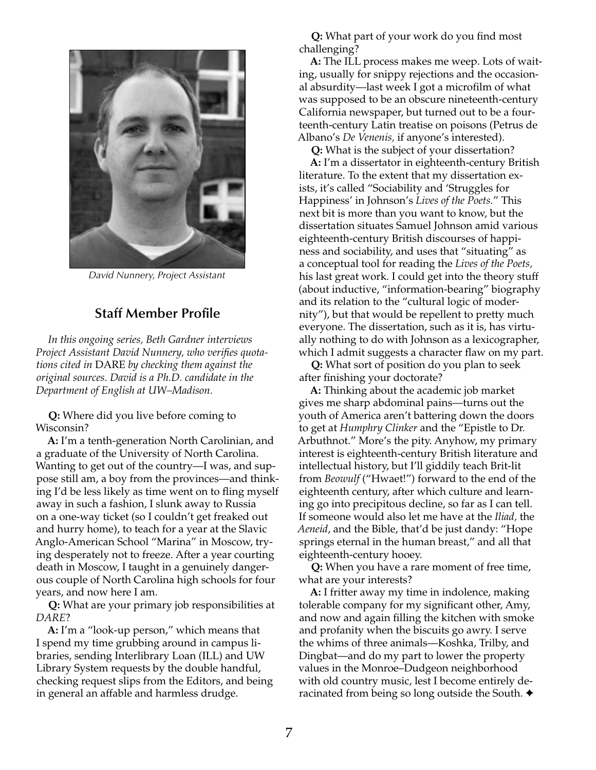David Nunnery, Project Assistant

## Staff Member Profile

*In this ongoing series, Beth Gardner interviews Project Assistant David Nunnery, who verifies quotations cited in* DARE *by checking them against the original sources. David is a Ph.D. candidate in the Department of English at UW–Madison.*

**Q:** Where did you live before coming to Wisconsin?

**A:** I'm a tenth-generation North Carolinian, and a graduate of the University of North Carolina. Wanting to get out of the country—I was, and suppose still am, a boy from the provinces—and thinking I'd be less likely as time went on to fling myself away in such a fashion, I slunk away to Russia on a one-way ticket (so I couldn't get freaked out and hurry home), to teach for a year at the Slavic Anglo-American School "Marina" in Moscow, trying desperately not to freeze. After a year courting death in Moscow, I taught in a genuinely dangerous couple of North Carolina high schools for four years, and now here I am.

**Q:** What are your primary job responsibilities at *DARE*?

**A:** I'm a "look-up person," which means that I spend my time grubbing around in campus libraries, sending Interlibrary Loan (ILL) and UW Library System requests by the double handful, checking request slips from the Editors, and being in general an affable and harmless drudge.

**Q:** What part of your work do you find most challenging?

**A:** The ILL process makes me weep. Lots of waiting, usually for snippy rejections and the occasional absurdity—last week I got a microfilm of what was supposed to be an obscure nineteenth-century California newspaper, but turned out to be a fourteenth-century Latin treatise on poisons (Petrus de Albano's *De Venenis,* if anyone's interested).

**Q:** What is the subject of your dissertation?

**A:** I'm a dissertator in eighteenth-century British literature. To the extent that my dissertation exists, it's called "Sociability and 'Struggles for Happiness' in Johnson's *Lives of the Poets.*" This next bit is more than you want to know, but the dissertation situates Samuel Johnson amid various eighteenth-century British discourses of happiness and sociability, and uses that "situating" as a conceptual tool for reading the *Lives of the Poets,* his last great work. I could get into the theory stuff (about inductive, "information-bearing" biography and its relation to the "cultural logic of modernity"), but that would be repellent to pretty much everyone. The dissertation, such as it is, has virtually nothing to do with Johnson as a lexicographer, which I admit suggests a character flaw on my part.

**Q:** What sort of position do you plan to seek after finishing your doctorate?

**A:** Thinking about the academic job market gives me sharp abdominal pains—turns out the youth of America aren't battering down the doors to get at *Humphry Clinker* and the "Epistle to Dr. Arbuthnot." More's the pity. Anyhow, my primary interest is eighteenth-century British literature and intellectual history, but I'll giddily teach Brit-lit from *Beowulf* ("Hwaet!") forward to the end of the eighteenth century, after which culture and learning go into precipitous decline, so far as I can tell. If someone would also let me have at the *Iliad,* the *Aeneid*, and the Bible, that'd be just dandy: "Hope springs eternal in the human breast," and all that eighteenth-century hooey.

**Q:** When you have a rare moment of free time, what are your interests?

**A:** I fritter away my time in indolence, making tolerable company for my significant other, Amy, and now and again filling the kitchen with smoke and profanity when the biscuits go awry. I serve the whims of three animals—Koshka, Trilby, and Dingbat—and do my part to lower the property values in the Monroe–Dudgeon neighborhood with old country music, lest I become entirely deracinated from being so long outside the South. ✦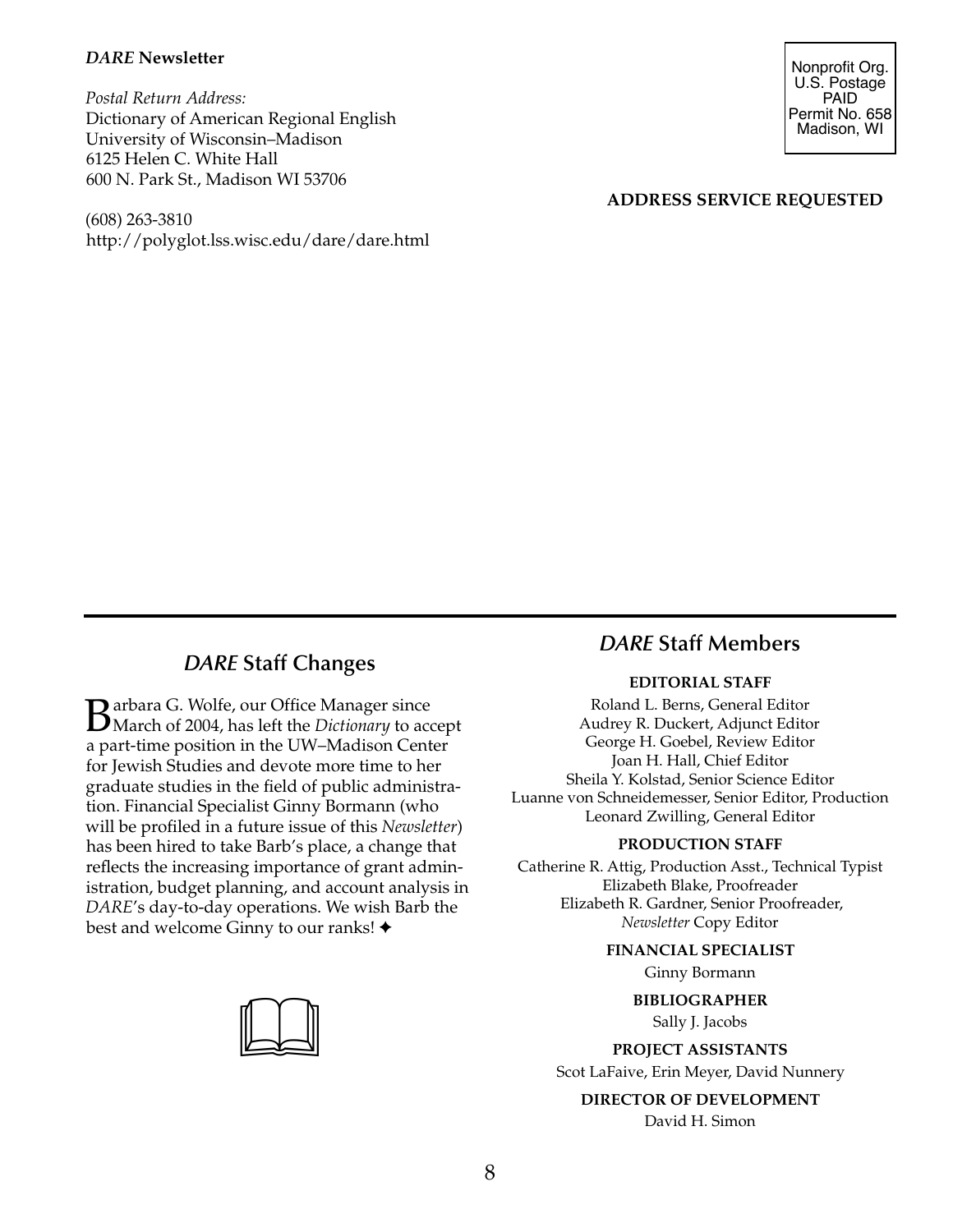***DARE* Newsletter**

*Postal Return Address:*
Dictionary of American Regional English
University of Wisconsin–Madison
6125 Helen C. White Hall
600 N. Park St., Madison WI 53706

(608) 263-3810
http://polyglot.lss.wisc.edu/dare/dare.html

Nonprofit Org.
U.S. Postage
PAID
Permit No. 658
Madison, WI

**ADDRESS SERVICE REQUESTED**

## *DARE* Staff Changes

Barbara G. Wolfe, our Office Manager since March of 2004, has left the *Dictionary* to accept a part-time position in the UW–Madison Center for Jewish Studies and devote more time to her graduate studies in the field of public administration. Financial Specialist Ginny Bormann (who will be profiled in a future issue of this *Newsletter*) has been hired to take Barb's place, a change that reflects the increasing importance of grant administration, budget planning, and account analysis in *DARE*'s day-to-day operations. We wish Barb the best and welcome Ginny to our ranks! ✦

## *DARE* Staff Members

**EDITORIAL STAFF**

Roland L. Berns, General Editor
Audrey R. Duckert, Adjunct Editor
George H. Goebel, Review Editor
Joan H. Hall, Chief Editor
Sheila Y. Kolstad, Senior Science Editor
Luanne von Schneidemesser, Senior Editor, Production
Leonard Zwilling, General Editor

**PRODUCTION STAFF**

Catherine R. Attig, Production Asst., Technical Typist
Elizabeth Blake, Proofreader
Elizabeth R. Gardner, Senior Proofreader, *Newsletter* Copy Editor

**FINANCIAL SPECIALIST**

Ginny Bormann

**BIBLIOGRAPHER**

Sally J. Jacobs

**PROJECT ASSISTANTS**

Scot LaFaive, Erin Meyer, David Nunnery

**DIRECTOR OF DEVELOPMENT**

David H. Simon